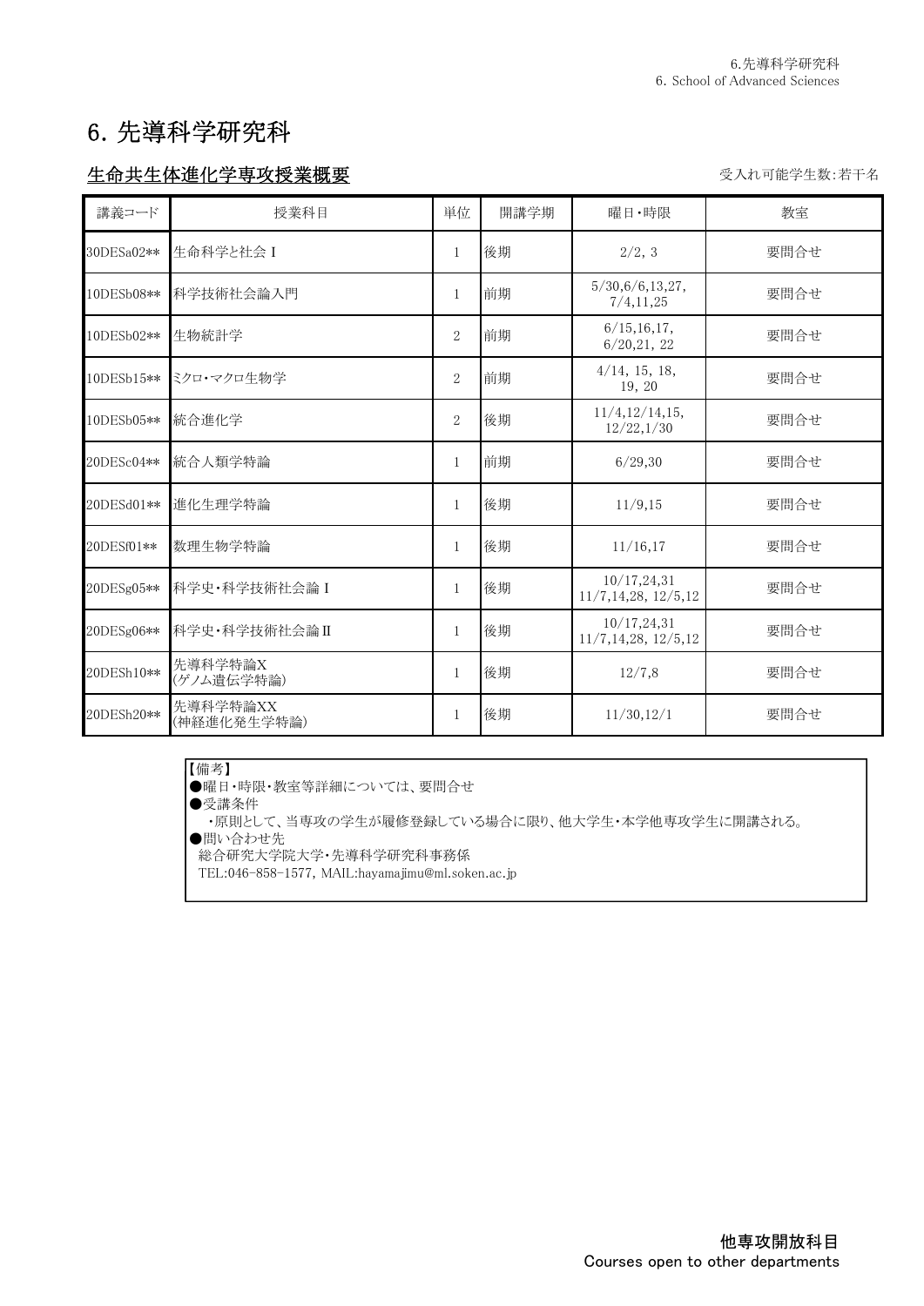# 6. 先導科学研究科

## 生命共生体進化学専攻授業概要

受入れ可能学生数:若干名

| 講義コード | 授業科目 | 単位 | 開講学期 | 曜日・時限 | 教室 |
|---|---|---|---|---|---|
| 30DESa02** | 生命科学と社会 I | 1 | 後期 | 2/2, 3 | 要問合せ |
| 10DESb08** | 科学技術社会論入門 | 1 | 前期 | 5/30,6/6,13,27, 7/4,11,25 | 要問合せ |
| 10DESb02** | 生物統計学 | 2 | 前期 | 6/15,16,17, 6/20,21, 22 | 要問合せ |
| 10DESb15** | ミクロ・マクロ生物学 | 2 | 前期 | 4/14, 15, 18, 19, 20 | 要問合せ |
| 10DESb05** | 統合進化学 | 2 | 後期 | 11/4,12/14,15, 12/22,1/30 | 要問合せ |
| 20DESc04** | 統合人類学特論 | 1 | 前期 | 6/29,30 | 要問合せ |
| 20DESd01** | 進化生理学特論 | 1 | 後期 | 11/9,15 | 要問合せ |
| 20DESf01** | 数理生物学特論 | 1 | 後期 | 11/16,17 | 要問合せ |
| 20DESg05** | 科学史・科学技術社会論 I | 1 | 後期 | 10/17,24,31 11/7,14,28, 12/5,12 | 要問合せ |
| 20DESg06** | 科学史・科学技術社会論 II | 1 | 後期 | 10/17,24,31 11/7,14,28, 12/5,12 | 要問合せ |
| 20DESh10** | 先導科学特論X (ゲノム遺伝学特論) | 1 | 後期 | 12/7,8 | 要問合せ |
| 20DESh20** | 先導科学特論XX (神経進化発生学特論) | 1 | 後期 | 11/30,12/1 | 要問合せ |

【備考】
●曜日・時限・教室等詳細については、要問合せ
●受講条件
　・原則として、当専攻の学生が履修登録している場合に限り、他大学生・本学他専攻学生に開講される。
●問い合わせ先
　総合研究大学院大学・先導科学研究科事務係
　TEL:046-858-1577, MAIL:hayamajimu@ml.soken.ac.jp

他専攻開放科目
Courses open to other departments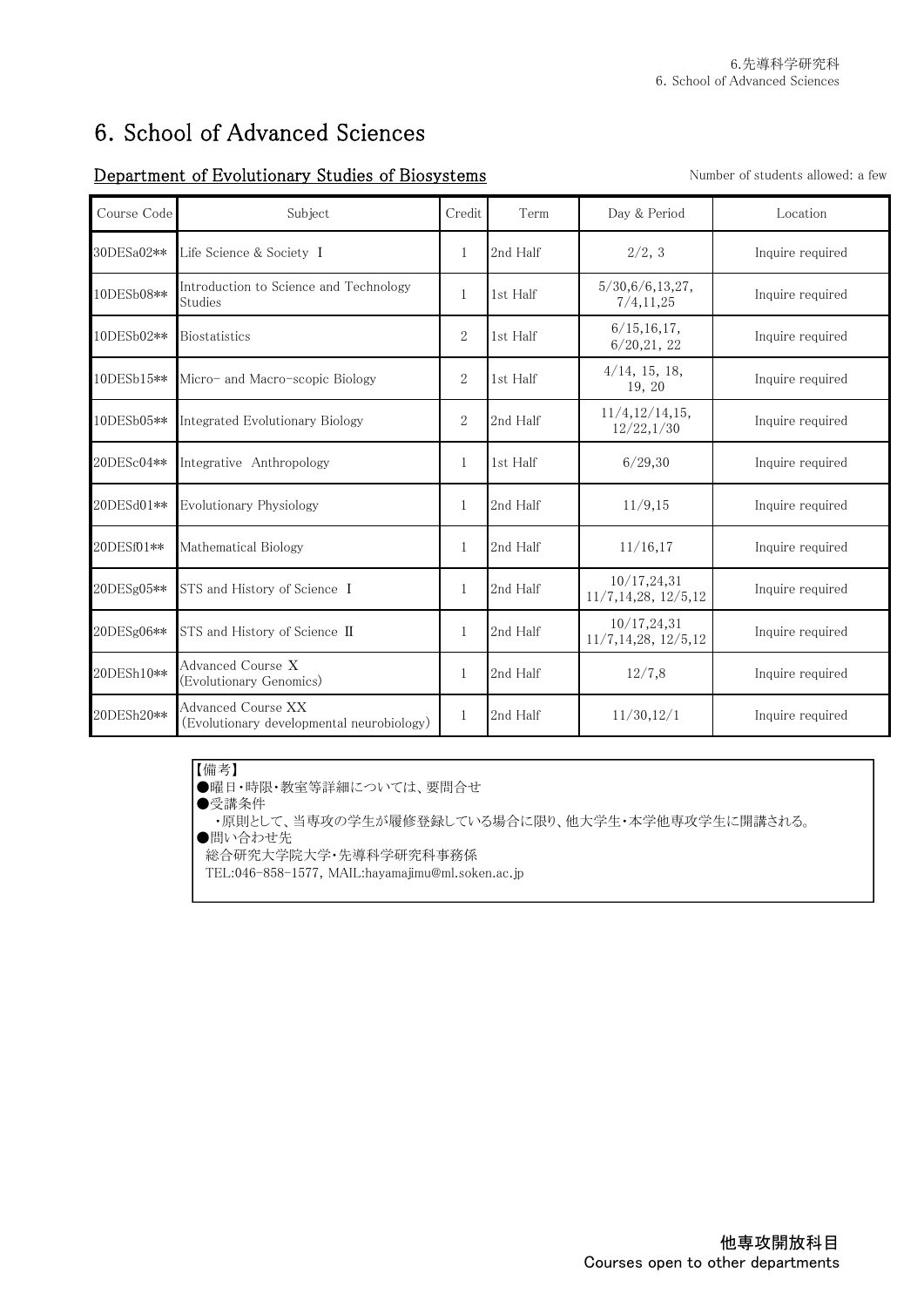# 6. School of Advanced Sciences

## Department of Evolutionary Studies of Biosystems

Number of students allowed: a few

| Course Code | Subject | Credit | Term | Day & Period | Location |
|---|---|---|---|---|---|
| 30DESa02** | Life Science & Society Ⅰ | 1 | 2nd Half | 2/2, 3 | Inquire required |
| 10DESb08** | Introduction to Science and Technology Studies | 1 | 1st Half | 5/30,6/6,13,27, 7/4,11,25 | Inquire required |
| 10DESb02** | Biostatistics | 2 | 1st Half | 6/15,16,17, 6/20,21, 22 | Inquire required |
| 10DESb15** | Micro- and Macro-scopic Biology | 2 | 1st Half | 4/14, 15, 18, 19, 20 | Inquire required |
| 10DESb05** | Integrated Evolutionary Biology | 2 | 2nd Half | 11/4,12/14,15, 12/22,1/30 | Inquire required |
| 20DESc04** | Integrative Anthropology | 1 | 1st Half | 6/29,30 | Inquire required |
| 20DESd01** | Evolutionary Physiology | 1 | 2nd Half | 11/9,15 | Inquire required |
| 20DESf01** | Mathematical Biology | 1 | 2nd Half | 11/16,17 | Inquire required |
| 20DESg05** | STS and History of Science Ⅰ | 1 | 2nd Half | 10/17,24,31 11/7,14,28, 12/5,12 | Inquire required |
| 20DESg06** | STS and History of Science Ⅱ | 1 | 2nd Half | 10/17,24,31 11/7,14,28, 12/5,12 | Inquire required |
| 20DESh10** | Advanced Course X (Evolutionary Genomics) | 1 | 2nd Half | 12/7,8 | Inquire required |
| 20DESh20** | Advanced Course XX (Evolutionary developmental neurobiology) | 1 | 2nd Half | 11/30,12/1 | Inquire required |

【備考】
●曜日・時限・教室等詳細については、要問合せ
●受講条件
・原則として、当専攻の学生が履修登録している場合に限り、他大学生・本学他専攻学生に開講される。
●問い合わせ先
総合研究大学院大学・先導科学研究科事務係
TEL:046-858-1577, MAIL:hayamajimu@ml.soken.ac.jp